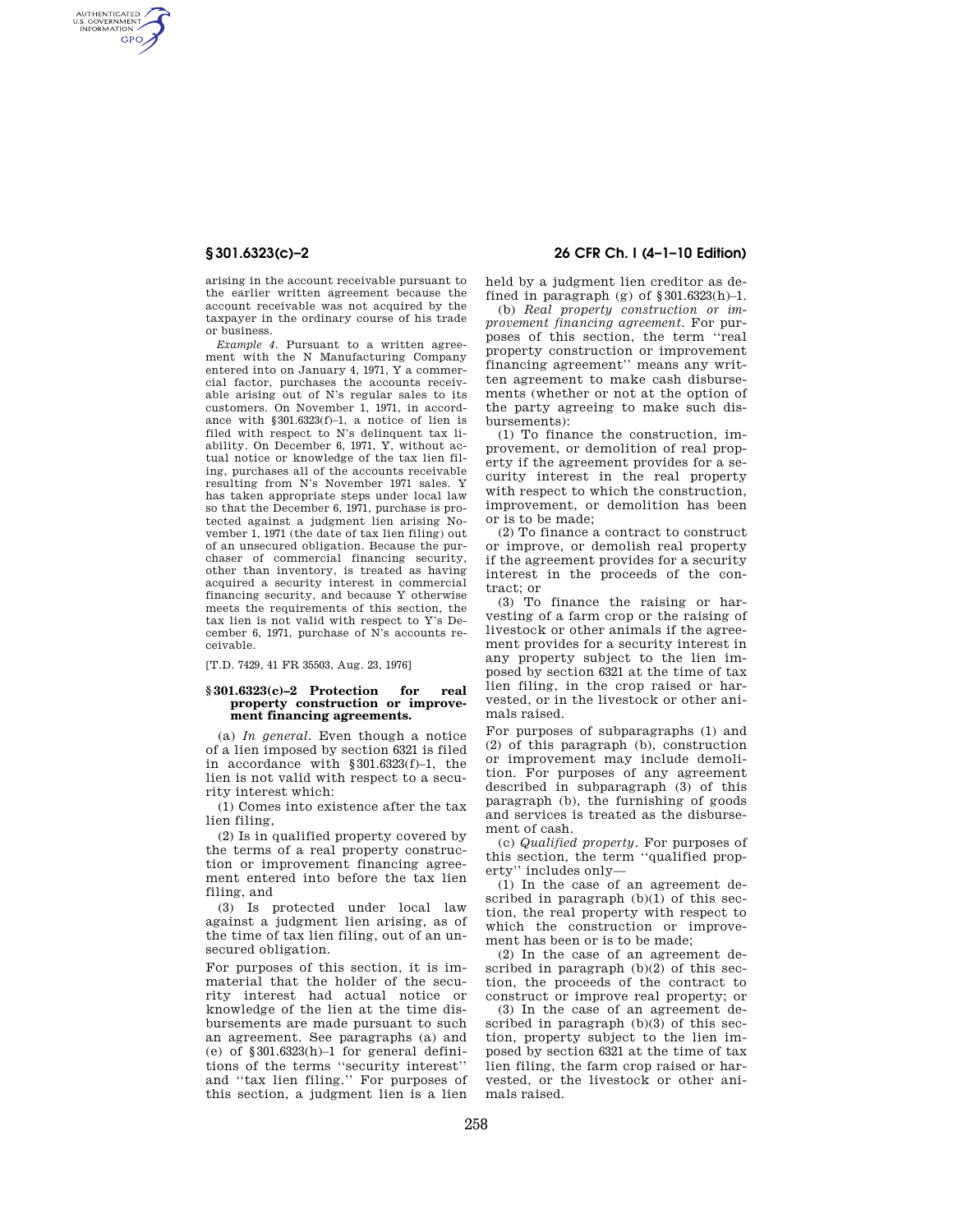arising in the account receivable pursuant to the earlier written agreement because the account receivable was not acquired by the taxpayer in the ordinary course of his trade or business.

*Example 4.* Pursuant to a written agreement with the N Manufacturing Company entered into on January 4, 1971, Y a commercial factor, purchases the accounts receivable arising out of N's regular sales to its customers. On November 1, 1971, in accordance with §301.6323(f)–1, a notice of lien is filed with respect to N's delinquent tax liability. On December 6, 1971, Y, without actual notice or knowledge of the tax lien filing, purchases all of the accounts receivable resulting from N's November 1971 sales. Y has taken appropriate steps under local law so that the December 6, 1971, purchase is protected against a judgment lien arising November 1, 1971 (the date of tax lien filing) out of an unsecured obligation. Because the purchaser of commercial financing security, other than inventory, is treated as having acquired a security interest in commercial financing security, and because Y otherwise meets the requirements of this section, the tax lien is not valid with respect to Y's December 6, 1971, purchase of N's accounts receivable.

[T.D. 7429, 41 FR 35503, Aug. 23, 1976]

## §301.6323(c)–2 Protection for real property construction or improvement financing agreements.

(a) *In general.* Even though a notice of a lien imposed by section 6321 is filed in accordance with §301.6323(f)–1, the lien is not valid with respect to a security interest which:

(1) Comes into existence after the tax lien filing,

(2) Is in qualified property covered by the terms of a real property construction or improvement financing agreement entered into before the tax lien filing, and

(3) Is protected under local law against a judgment lien arising, as of the time of tax lien filing, out of an unsecured obligation.

For purposes of this section, it is immaterial that the holder of the security interest had actual notice or knowledge of the lien at the time disbursements are made pursuant to such an agreement. See paragraphs (a) and (e) of §301.6323(h)–1 for general definitions of the terms "security interest" and "tax lien filing." For purposes of this section, a judgment lien is a lien held by a judgment lien creditor as defined in paragraph (g) of §301.6323(h)–1.

(b) *Real property construction or improvement financing agreement.* For purposes of this section, the term "real property construction or improvement financing agreement" means any written agreement to make cash disbursements (whether or not at the option of the party agreeing to make such disbursements):

(1) To finance the construction, improvement, or demolition of real property if the agreement provides for a security interest in the real property with respect to which the construction, improvement, or demolition has been or is to be made;

(2) To finance a contract to construct or improve, or demolish real property if the agreement provides for a security interest in the proceeds of the contract; or

(3) To finance the raising or harvesting of a farm crop or the raising of livestock or other animals if the agreement provides for a security interest in any property subject to the lien imposed by section 6321 at the time of tax lien filing, in the crop raised or harvested, or in the livestock or other animals raised.

For purposes of subparagraphs (1) and (2) of this paragraph (b), construction or improvement may include demolition. For purposes of any agreement described in subparagraph (3) of this paragraph (b), the furnishing of goods and services is treated as the disbursement of cash.

(c) *Qualified property.* For purposes of this section, the term "qualified property" includes only—

(1) In the case of an agreement described in paragraph (b)(1) of this section, the real property with respect to which the construction or improvement has been or is to be made;

(2) In the case of an agreement described in paragraph (b)(2) of this section, the proceeds of the contract to construct or improve real property; or

(3) In the case of an agreement described in paragraph (b)(3) of this section, property subject to the lien imposed by section 6321 at the time of tax lien filing, the farm crop raised or harvested, or the livestock or other animals raised.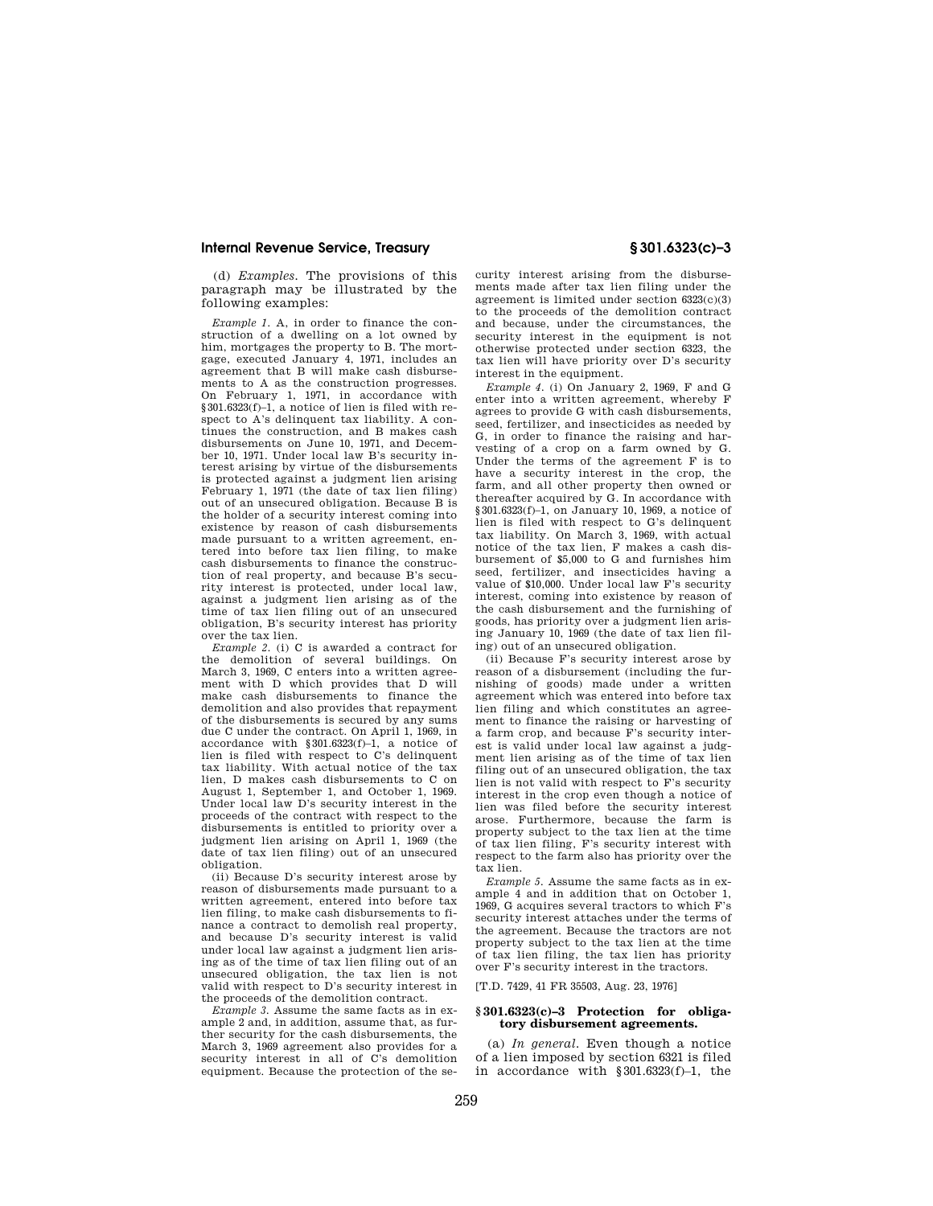(d) *Examples*. The provisions of this paragraph may be illustrated by the following examples:

*Example 1*. A, in order to finance the construction of a dwelling on a lot owned by him, mortgages the property to B. The mortgage, executed January 4, 1971, includes an agreement that B will make cash disbursements to A as the construction progresses. On February 1, 1971, in accordance with §301.6323(f)–1, a notice of lien is filed with respect to A's delinquent tax liability. A continues the construction, and B makes cash disbursements on June 10, 1971, and December 10, 1971. Under local law B's security interest arising by virtue of the disbursements is protected against a judgment lien arising February 1, 1971 (the date of tax lien filing) out of an unsecured obligation. Because B is the holder of a security interest coming into existence by reason of cash disbursements made pursuant to a written agreement, entered into before tax lien filing, to make cash disbursements to finance the construction of real property, and because B's security interest is protected, under local law, against a judgment lien arising as of the time of tax lien filing out of an unsecured obligation, B's security interest has priority over the tax lien.

*Example 2*. (i) C is awarded a contract for the demolition of several buildings. On March 3, 1969, C enters into a written agreement with D which provides that D will make cash disbursements to finance the demolition and also provides that repayment of the disbursements is secured by any sums due C under the contract. On April 1, 1969, in accordance with §301.6323(f)–1, a notice of lien is filed with respect to C's delinquent tax liability. With actual notice of the tax lien, D makes cash disbursements to C on August 1, September 1, and October 1, 1969. Under local law D's security interest in the proceeds of the contract with respect to the disbursements is entitled to priority over a judgment lien arising on April 1, 1969 (the date of tax lien filing) out of an unsecured obligation.

(ii) Because D's security interest arose by reason of disbursements made pursuant to a written agreement, entered into before tax lien filing, to make cash disbursements to finance a contract to demolish real property, and because D's security interest is valid under local law against a judgment lien arising as of the time of tax lien filing out of an unsecured obligation, the tax lien is not valid with respect to D's security interest in the proceeds of the demolition contract.

*Example 3*. Assume the same facts as in example 2 and, in addition, assume that, as further security for the cash disbursements, the March 3, 1969 agreement also provides for a security interest in all of C's demolition equipment. Because the protection of the security interest arising from the disbursements made after tax lien filing under the agreement is limited under section 6323(c)(3) to the proceeds of the demolition contract and because, under the circumstances, the security interest in the equipment is not otherwise protected under section 6323, the tax lien will have priority over D's security interest in the equipment.

*Example 4*. (i) On January 2, 1969, F and G enter into a written agreement, whereby F agrees to provide G with cash disbursements, seed, fertilizer, and insecticides as needed by G, in order to finance the raising and harvesting of a crop on a farm owned by G. Under the terms of the agreement F is to have a security interest in the crop, the farm, and all other property then owned or thereafter acquired by G. In accordance with §301.6323(f)–1, on January 10, 1969, a notice of lien is filed with respect to G's delinquent tax liability. On March 3, 1969, with actual notice of the tax lien, F makes a cash disbursement of $5,000 to G and furnishes him seed, fertilizer, and insecticides having a value of $10,000. Under local law F's security interest, coming into existence by reason of the cash disbursement and the furnishing of goods, has priority over a judgment lien arising January 10, 1969 (the date of tax lien filing) out of an unsecured obligation.

(ii) Because F's security interest arose by reason of a disbursement (including the furnishing of goods) made under a written agreement which was entered into before tax lien filing and which constitutes an agreement to finance the raising or harvesting of a farm crop, and because F's security interest is valid under local law against a judgment lien arising as of the time of tax lien filing out of an unsecured obligation, the tax lien is not valid with respect to F's security interest in the crop even though a notice of lien was filed before the security interest arose. Furthermore, because the farm is property subject to the tax lien at the time of tax lien filing, F's security interest with respect to the farm also has priority over the tax lien.

*Example 5*. Assume the same facts as in example 4 and in addition that on October 1, 1969, G acquires several tractors to which F's security interest attaches under the terms of the agreement. Because the tractors are not property subject to the tax lien at the time of tax lien filing, the tax lien has priority over F's security interest in the tractors.

[T.D. 7429, 41 FR 35503, Aug. 23, 1976]

### § 301.6323(c)–3 Protection for obligatory disbursement agreements.

(a) *In general*. Even though a notice of a lien imposed by section 6321 is filed in accordance with §301.6323(f)–1, the